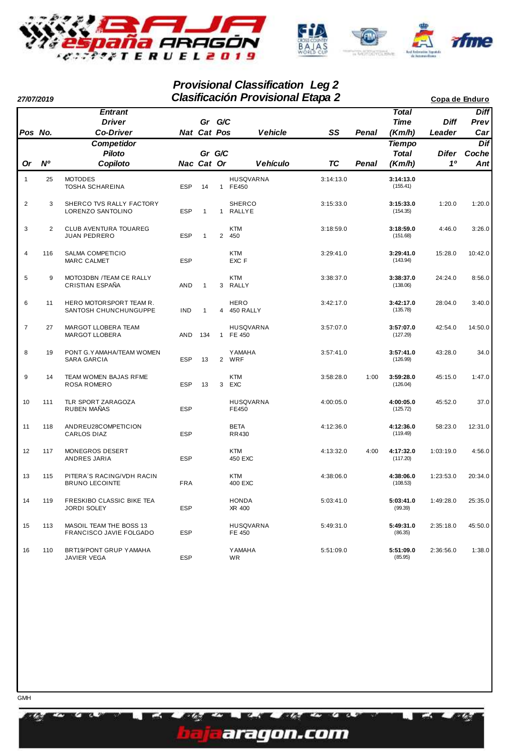## Provisional Classification Leg 2
## Clasificación Provisional Etapa 2

27/07/2019

Copa de Enduro

| Pos / Or | No. / Nº | Entrant / Driver / Co-Driver — Competidor / Piloto / Copiloto | Nat / Nac | Gr Cat | G/C Pos / Or | Vehicle / Vehículo | SS / TC | Penal | Total Time (Km/h) / Tiempo Total (Km/h) | Diff Leader / Difer 1º | Diff Prev Car / Dif Coche Ant |
|---|---|---|---|---|---|---|---|---|---|---|---|
| 1 | 25 | MOTODES<br>TOSHA SCHAREINA | ESP | 14 | 1 | HUSQVARNA<br>FE450 | 3:14:13.0 | | **3:14:13.0**<br>(155.41) | | |
| 2 | 3 | SHERCO TVS RALLY FACTORY<br>LORENZO SANTOLINO | ESP | 1 | 1 | SHERCO<br>RALLYE | 3:15:33.0 | | **3:15:33.0**<br>(154.35) | 1:20.0 | 1:20.0 |
| 3 | 2 | CLUB AVENTURA TOUAREG<br>JUAN PEDRERO | ESP | 1 | 2 | KTM<br>450 | 3:18:59.0 | | **3:18:59.0**<br>(151.68) | 4:46.0 | 3:26.0 |
| 4 | 116 | SALMA COMPETICIO<br>MARC CALMET | ESP | | | KTM<br>EXC F | 3:29:41.0 | | **3:29:41.0**<br>(143.94) | 15:28.0 | 10:42.0 |
| 5 | 9 | MOTO3DBN /TEAM CE RALLY<br>CRISTIAN ESPAÑA | AND | 1 | 3 | KTM<br>RALLY | 3:38:37.0 | | **3:38:37.0**<br>(138.06) | 24:24.0 | 8:56.0 |
| 6 | 11 | HERO MOTORSPORT TEAM R.<br>SANTOSH CHUNCHUNGUPPE | IND | 1 | 4 | HERO<br>450 RALLY | 3:42:17.0 | | **3:42:17.0**<br>(135.78) | 28:04.0 | 3:40.0 |
| 7 | 27 | MARGOT LLOBERA TEAM<br>MARGOT LLOBERA | AND | 134 | 1 | HUSQVARNA<br>FE 450 | 3:57:07.0 | | **3:57:07.0**<br>(127.29) | 42:54.0 | 14:50.0 |
| 8 | 19 | PONT G.YAMAHA/TEAM WOMEN<br>SARA GARCIA | ESP | 13 | 2 | YAMAHA<br>WRF | 3:57:41.0 | | **3:57:41.0**<br>(126.99) | 43:28.0 | 34.0 |
| 9 | 14 | TEAM WOMEN BAJAS RFME<br>ROSA ROMERO | ESP | 13 | 3 | KTM<br>EXC | 3:58:28.0 | 1:00 | **3:59:28.0**<br>(126.04) | 45:15.0 | 1:47.0 |
| 10 | 111 | TLR SPORT ZARAGOZA<br>RUBEN MAÑAS | ESP | | | HUSQVARNA<br>FE450 | 4:00:05.0 | | **4:00:05.0**<br>(125.72) | 45:52.0 | 37.0 |
| 11 | 118 | ANDREU28COMPETICION<br>CARLOS DIAZ | ESP | | | BETA<br>RR430 | 4:12:36.0 | | **4:12:36.0**<br>(119.49) | 58:23.0 | 12:31.0 |
| 12 | 117 | MONEGROS DESERT<br>ANDRES JARIA | ESP | | | KTM<br>450 EXC | 4:13:32.0 | 4:00 | **4:17:32.0**<br>(117.20) | 1:03:19.0 | 4:56.0 |
| 13 | 115 | PITERA´S RACING/VDH RACIN<br>BRUNO LECOINTE | FRA | | | KTM<br>400 EXC | 4:38:06.0 | | **4:38:06.0**<br>(108.53) | 1:23:53.0 | 20:34.0 |
| 14 | 119 | FRESKIBO CLASSIC BIKE TEA<br>JORDI SOLEY | ESP | | | HONDA<br>XR 400 | 5:03:41.0 | | **5:03:41.0**<br>(99.39) | 1:49:28.0 | 25:35.0 |
| 15 | 113 | MASOIL TEAM THE BOSS 13<br>FRANCISCO JAVIE FOLGADO | ESP | | | HUSQVARNA<br>FE 450 | 5:49:31.0 | | **5:49:31.0**<br>(86.35) | 2:35:18.0 | 45:50.0 |
| 16 | 110 | BRT19/PONT GRUP YAMAHA<br>JAVIER VEGA | ESP | | | YAMAHA<br>WR | 5:51:09.0 | | **5:51:09.0**<br>(85.95) | 2:36:56.0 | 1:38.0 |

GMH

bajaaragon.com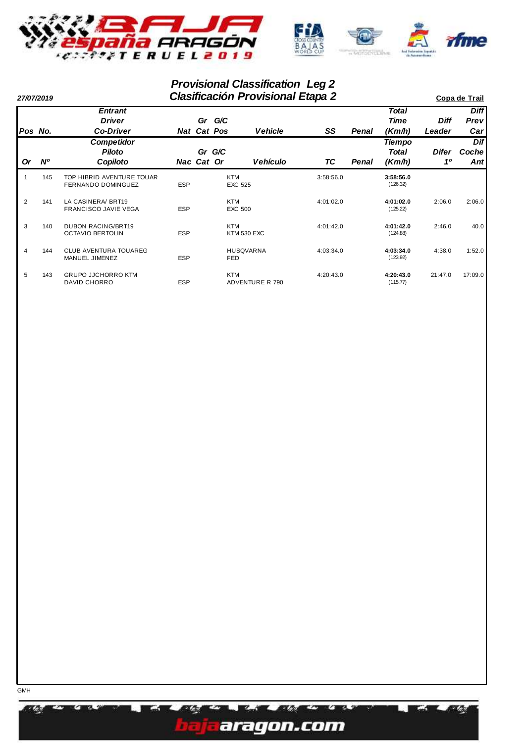# Provisional Classification Leg 2
# Clasificación Provisional Etapa 2

**27/07/2019**

**Copa de Trail**

| Pos No. / Or Nº | | Entrant / Driver / Co-Driver — Competidor / Piloto / Copiloto | Nat / Nac | Gr Cat | G/C Pos / G/C Or | Vehicle / Vehículo | SS / TC | Penal | Total Time (Km/h) / Tiempo Total (Km/h) | Diff Leader / Difer 1º | Diff Prev Car / Dif Coche Ant |
|---|---|---|---|---|---|---|---|---|---|---|---|
| 1 | 145 | TOP HIBRID AVENTURE TOUAR<br>FERNANDO DOMINGUEZ | ESP | | | KTM<br>EXC 525 | 3:58:56.0 | | **3:58:56.0**<br>(126.32) | | |
| 2 | 141 | LA CASINERA/ BRT19<br>FRANCISCO JAVIE VEGA | ESP | | | KTM<br>EXC 500 | 4:01:02.0 | | **4:01:02.0**<br>(125.22) | 2:06.0 | 2:06.0 |
| 3 | 140 | DUBON RACING/BRT19<br>OCTAVIO BERTOLIN | ESP | | | KTM<br>KTM 530 EXC | 4:01:42.0 | | **4:01:42.0**<br>(124.88) | 2:46.0 | 40.0 |
| 4 | 144 | CLUB AVENTURA TOUAREG<br>MANUEL JIMENEZ | ESP | | | HUSQVARNA<br>FED | 4:03:34.0 | | **4:03:34.0**<br>(123.92) | 4:38.0 | 1:52.0 |
| 5 | 143 | GRUPO JJCHORRO KTM<br>DAVID CHORRO | ESP | | | KTM<br>ADVENTURE R 790 | 4:20:43.0 | | **4:20:43.0**<br>(115.77) | 21:47.0 | 17:09.0 |

GMH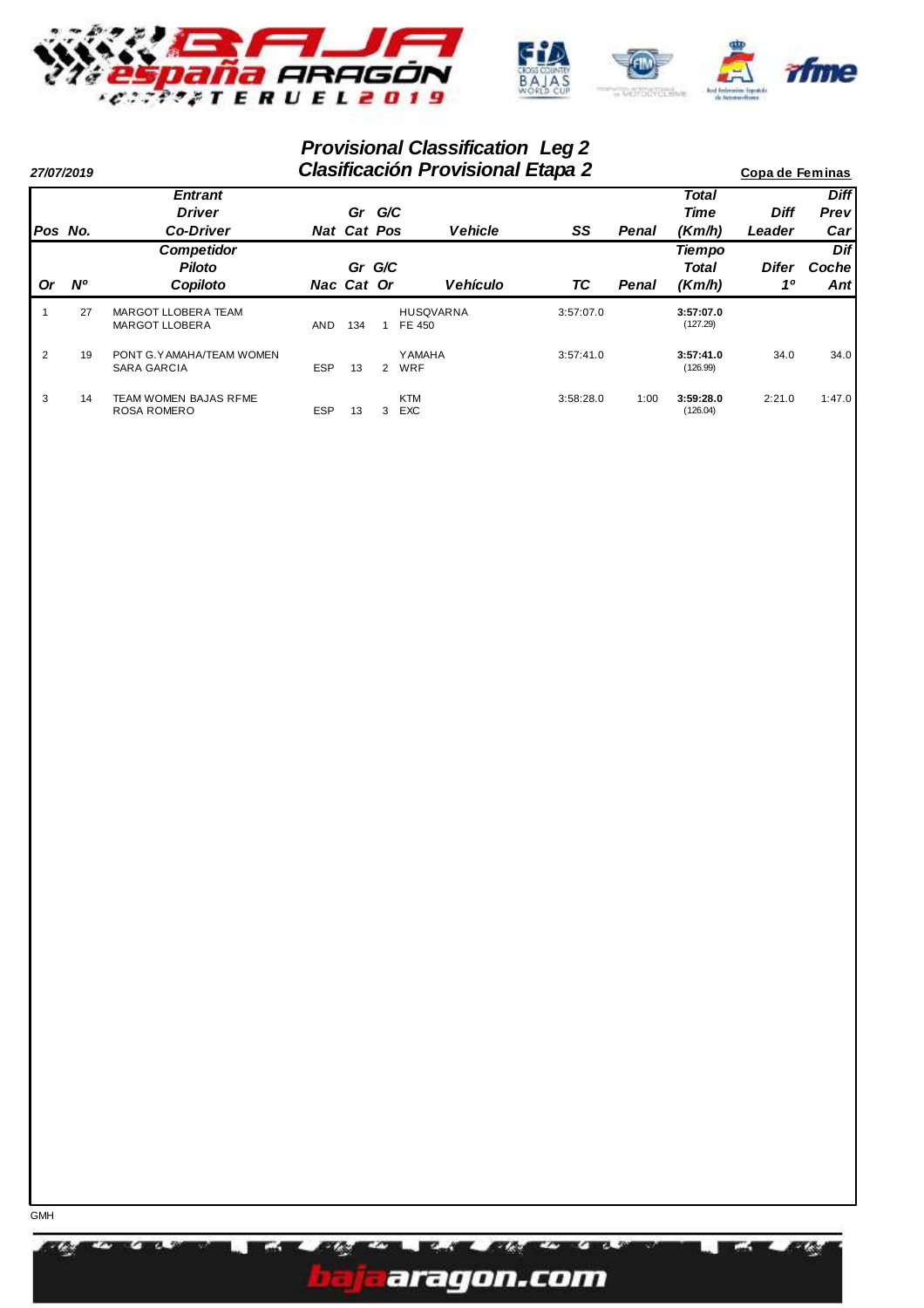## Provisional Classification Leg 2
## Clasificación Provisional Etapa 2

**27/07/2019**

**Copa de Feminas**

| Pos / Or | No. / Nº | Entrant / Driver / Co-Driver — Competidor / Piloto / Copiloto | Nat / Nac | Gr Cat | G/C Pos / G/C Or | Vehicle / Vehículo | SS / TC | Penal | Total Time (Km/h) / Tiempo Total (Km/h) | Diff Leader / Difer 1º | Diff Prev Car / Dif Coche Ant |
|---|---|---|---|---|---|---|---|---|---|---|---|
| 1 | 27 | MARGOT LLOBERA TEAM<br>MARGOT LLOBERA | AND | 134 | 1 | HUSQVARNA<br>FE 450 | 3:57:07.0 | | **3:57:07.0**<br>(127.29) | | |
| 2 | 19 | PONT G.YAMAHA/TEAM WOMEN<br>SARA GARCIA | ESP | 13 | 2 | YAMAHA<br>WRF | 3:57:41.0 | | **3:57:41.0**<br>(126.99) | 34.0 | 34.0 |
| 3 | 14 | TEAM WOMEN BAJAS RFME<br>ROSA ROMERO | ESP | 13 | 3 | KTM<br>EXC | 3:58:28.0 | 1:00 | **3:59:28.0**<br>(126.04) | 2:21.0 | 1:47.0 |

GMH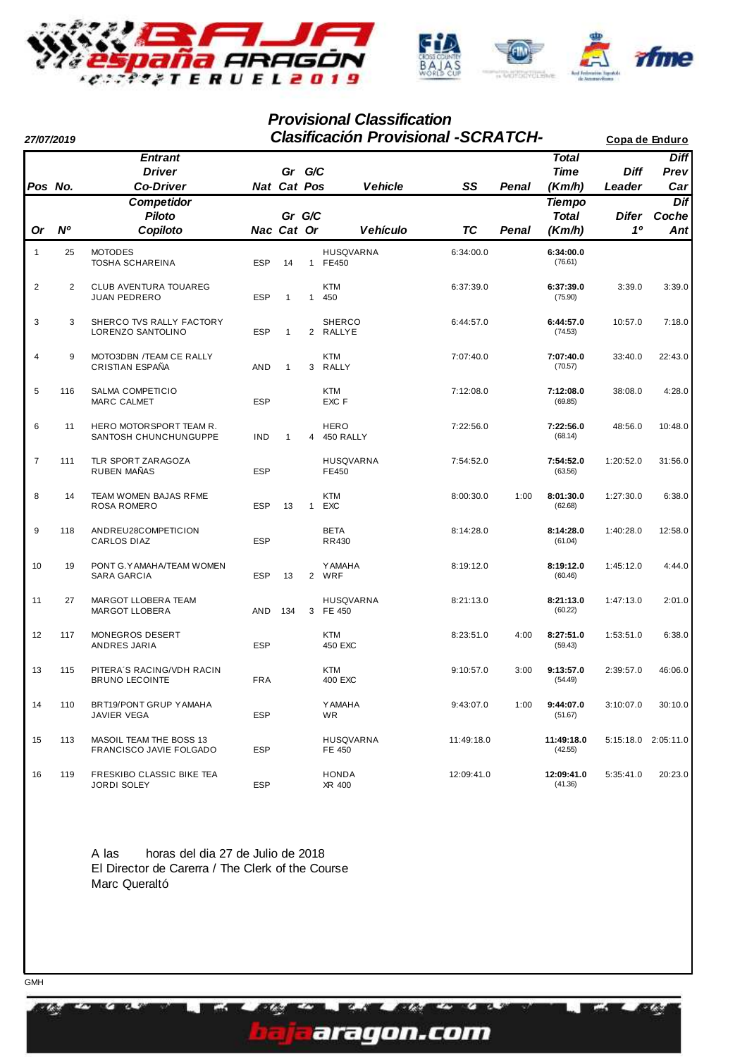# Provisional Classification

## Clasificación Provisional -SCRATCH-

27/07/2019

Copa de Enduro

| Pos / Or | No. / Nº | Entrant / Driver / Co-Driver — Competidor / Piloto / Copiloto | Nat / Nac | Gr Cat | G/C Pos / Or | Vehicle / Vehículo | SS / TC | Penal | Total Time (Km/h) / Tiempo Total (Km/h) | Diff Leader / Difer 1º | Diff Prev Car / Dif Coche Ant |
|---|---|---|---|---|---|---|---|---|---|---|---|
| 1 | 25 | MOTODES<br>TOSHA SCHAREINA | ESP | 14 | 1 | HUSQVARNA<br>FE450 | 6:34:00.0 | | **6:34:00.0**<br>(76.61) | | |
| 2 | 2 | CLUB AVENTURA TOUAREG<br>JUAN PEDRERO | ESP | 1 | 1 | KTM<br>450 | 6:37:39.0 | | **6:37:39.0**<br>(75.90) | 3:39.0 | 3:39.0 |
| 3 | 3 | SHERCO TVS RALLY FACTORY<br>LORENZO SANTOLINO | ESP | 1 | 2 | SHERCO<br>RALLYE | 6:44:57.0 | | **6:44:57.0**<br>(74.53) | 10:57.0 | 7:18.0 |
| 4 | 9 | MOTO3DBN /TEAM CE RALLY<br>CRISTIAN ESPAÑA | AND | 1 | 3 | KTM<br>RALLY | 7:07:40.0 | | **7:07:40.0**<br>(70.57) | 33:40.0 | 22:43.0 |
| 5 | 116 | SALMA COMPETICIO<br>MARC CALMET | ESP | | | KTM<br>EXC F | 7:12:08.0 | | **7:12:08.0**<br>(69.85) | 38:08.0 | 4:28.0 |
| 6 | 11 | HERO MOTORSPORT TEAM R.<br>SANTOSH CHUNCHUNGUPPE | IND | 1 | 4 | HERO<br>450 RALLY | 7:22:56.0 | | **7:22:56.0**<br>(68.14) | 48:56.0 | 10:48.0 |
| 7 | 111 | TLR SPORT ZARAGOZA<br>RUBEN MAÑAS | ESP | | | HUSQVARNA<br>FE450 | 7:54:52.0 | | **7:54:52.0**<br>(63.56) | 1:20:52.0 | 31:56.0 |
| 8 | 14 | TEAM WOMEN BAJAS RFME<br>ROSA ROMERO | ESP | 13 | 1 | KTM<br>EXC | 8:00:30.0 | 1:00 | **8:01:30.0**<br>(62.68) | 1:27:30.0 | 6:38.0 |
| 9 | 118 | ANDREU28COMPETICION<br>CARLOS DIAZ | ESP | | | BETA<br>RR430 | 8:14:28.0 | | **8:14:28.0**<br>(61.04) | 1:40:28.0 | 12:58.0 |
| 10 | 19 | PONT G.YAMAHA/TEAM WOMEN<br>SARA GARCIA | ESP | 13 | 2 | YAMAHA<br>WRF | 8:19:12.0 | | **8:19:12.0**<br>(60.46) | 1:45:12.0 | 4:44.0 |
| 11 | 27 | MARGOT LLOBERA TEAM<br>MARGOT LLOBERA | AND | 134 | 3 | HUSQVARNA<br>FE 450 | 8:21:13.0 | | **8:21:13.0**<br>(60.22) | 1:47:13.0 | 2:01.0 |
| 12 | 117 | MONEGROS DESERT<br>ANDRES JARIA | ESP | | | KTM<br>450 EXC | 8:23:51.0 | 4:00 | **8:27:51.0**<br>(59.43) | 1:53:51.0 | 6:38.0 |
| 13 | 115 | PITERA´S RACING/VDH RACIN<br>BRUNO LECOINTE | FRA | | | KTM<br>400 EXC | 9:10:57.0 | 3:00 | **9:13:57.0**<br>(54.49) | 2:39:57.0 | 46:06.0 |
| 14 | 110 | BRT19/PONT GRUP YAMAHA<br>JAVIER VEGA | ESP | | | YAMAHA<br>WR | 9:43:07.0 | 1:00 | **9:44:07.0**<br>(51.67) | 3:10:07.0 | 30:10.0 |
| 15 | 113 | MASOIL TEAM THE BOSS 13<br>FRANCISCO JAVIE FOLGADO | ESP | | | HUSQVARNA<br>FE 450 | 11:49:18.0 | | **11:49:18.0**<br>(42.55) | 5:15:18.0 | 2:05:11.0 |
| 16 | 119 | FRESKIBO CLASSIC BIKE TEA<br>JORDI SOLEY | ESP | | | HONDA<br>XR 400 | 12:09:41.0 | | **12:09:41.0**<br>(41.36) | 5:35:41.0 | 20:23.0 |

A las horas del dia 27 de Julio de 2018
El Director de Carrera / The Clerk of the Course
Marc Queraltó

GMH

bajaaragon.com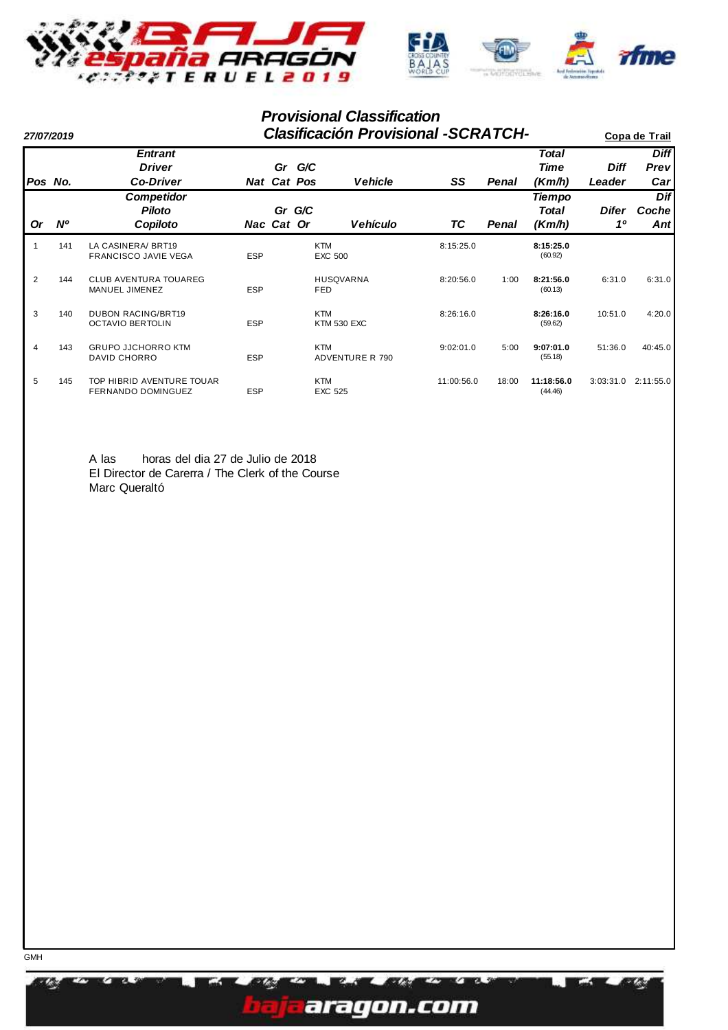## Provisional Classification

## Clasificación Provisional -SCRATCH-

27/07/2019

**Copa de Trail**

| Pos / Or | No. / Nº | Entrant / Driver / Co-Driver (Competidor / Piloto / Copiloto) | Nat / Nac | Gr Cat | G/C Pos / Or | Vehicle / Vehículo | SS / TC | Penal | Total Time (Km/h) / Tiempo Total (Km/h) | Diff Leader / Difer 1º | Diff Prev Car / Dif Coche Ant |
|---|---|---|---|---|---|---|---|---|---|---|---|
| 1 | 141 | LA CASINERA/ BRT19<br>FRANCISCO JAVIE VEGA | ESP | | | KTM<br>EXC 500 | 8:15:25.0 | | **8:15:25.0**<br>(60.92) | | |
| 2 | 144 | CLUB AVENTURA TOUAREG<br>MANUEL JIMENEZ | ESP | | | HUSQVARNA<br>FED | 8:20:56.0 | 1:00 | **8:21:56.0**<br>(60.13) | 6:31.0 | 6:31.0 |
| 3 | 140 | DUBON RACING/BRT19<br>OCTAVIO BERTOLIN | ESP | | | KTM<br>KTM 530 EXC | 8:26:16.0 | | **8:26:16.0**<br>(59.62) | 10:51.0 | 4:20.0 |
| 4 | 143 | GRUPO JJCHORRO KTM<br>DAVID CHORRO | ESP | | | KTM<br>ADVENTURE R 790 | 9:02:01.0 | 5:00 | **9:07:01.0**<br>(55.18) | 51:36.0 | 40:45.0 |
| 5 | 145 | TOP HIBRID AVENTURE TOUAR<br>FERNANDO DOMINGUEZ | ESP | | | KTM<br>EXC 525 | 11:00:56.0 | 18:00 | **11:18:56.0**<br>(44.46) | 3:03:31.0 | 2:11:55.0 |

A las horas del dia 27 de Julio de 2018
El Director de Carerra / The Clerk of the Course
Marc Queraltó

GMH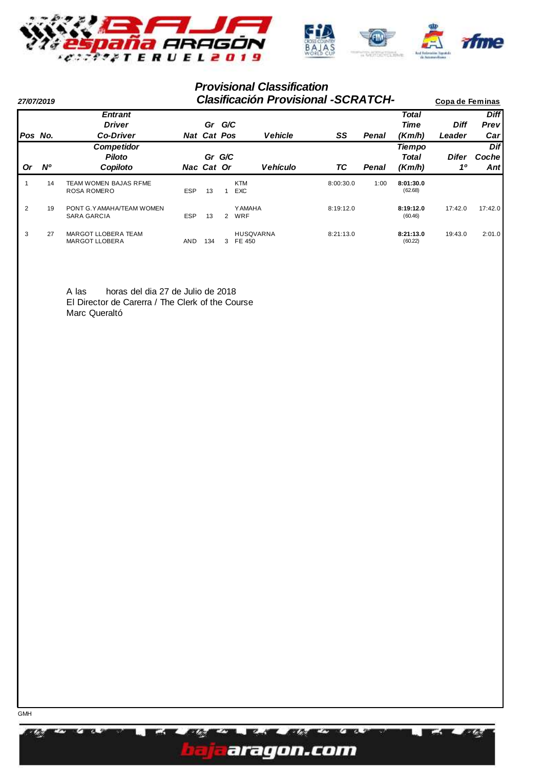## Provisional Classification
## Clasificación Provisional -SCRATCH-

27/07/2019

**Copa de Feminas**

| Pos / Or | No. / Nº | Entrant / Driver / Co-Driver (Competidor / Piloto / Copiloto) | Nat / Nac | Gr Cat | G/C Pos (Gr G/C Or) | Vehicle / Vehículo | SS / TC | Penal | Total Time (Km/h) / Tiempo Total (Km/h) | Diff Leader / Difer 1º | Diff Prev Car / Dif Coche Ant |
|---|---|---|---|---|---|---|---|---|---|---|---|
| 1 | 14 | TEAM WOMEN BAJAS RFME<br>ROSA ROMERO | ESP | 13 | 1 | KTM<br>EXC | 8:00:30.0 | 1:00 | **8:01:30.0**<br>(62.68) | | |
| 2 | 19 | PONT G.YAMAHA/TEAM WOMEN<br>SARA GARCIA | ESP | 13 | 2 | YAMAHA<br>WRF | 8:19:12.0 | | **8:19:12.0**<br>(60.46) | 17:42.0 | 17:42.0 |
| 3 | 27 | MARGOT LLOBERA TEAM<br>MARGOT LLOBERA | AND | 134 | 3 | HUSQVARNA<br>FE 450 | 8:21:13.0 | | **8:21:13.0**<br>(60.22) | 19:43.0 | 2:01.0 |

A las horas del dia 27 de Julio de 2018
El Director de Carerra / The Clerk of the Course
Marc Queraltó

GMH

bajaaragon.com